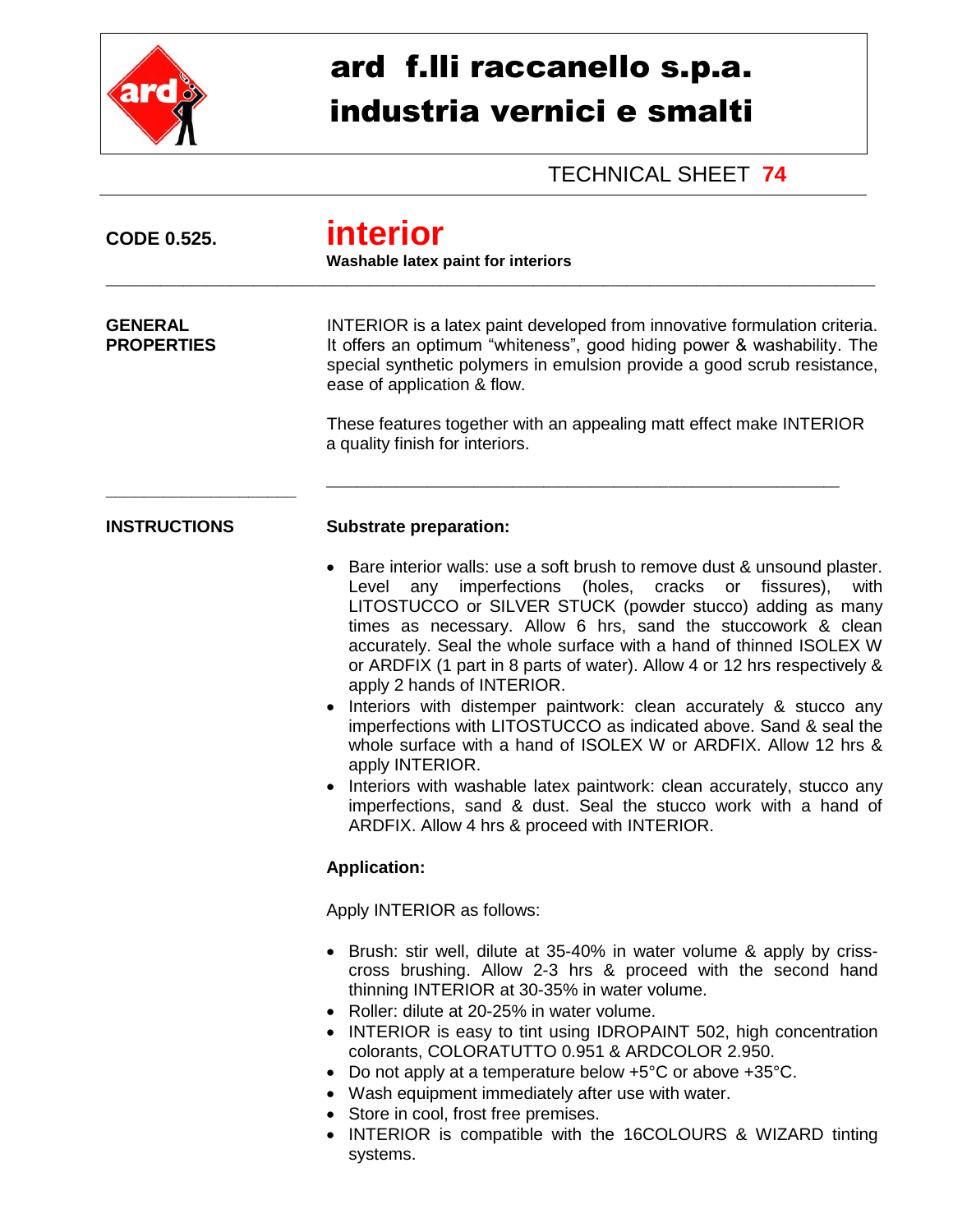# ard f.lli raccanello s.p.a.
# industria vernici e smalti

TECHNICAL SHEET **74**

**CODE 0.525.**

## interior

**Washable latex paint for interiors**

---

**GENERAL PROPERTIES**

INTERIOR is a latex paint developed from innovative formulation criteria. It offers an optimum “whiteness”, good hiding power & washability. The special synthetic polymers in emulsion provide a good scrub resistance, ease of application & flow.

These features together with an appealing matt effect make INTERIOR a quality finish for interiors.

---

**INSTRUCTIONS**

**Substrate preparation:**

- Bare interior walls: use a soft brush to remove dust & unsound plaster. Level any imperfections (holes, cracks or fissures), with LITOSTUCCO or SILVER STUCK (powder stucco) adding as many times as necessary. Allow 6 hrs, sand the stuccowork & clean accurately. Seal the whole surface with a hand of thinned ISOLEX W or ARDFIX (1 part in 8 parts of water). Allow 4 or 12 hrs respectively & apply 2 hands of INTERIOR.
- Interiors with distemper paintwork: clean accurately & stucco any imperfections with LITOSTUCCO as indicated above. Sand & seal the whole surface with a hand of ISOLEX W or ARDFIX. Allow 12 hrs & apply INTERIOR.
- Interiors with washable latex paintwork: clean accurately, stucco any imperfections, sand & dust. Seal the stucco work with a hand of ARDFIX. Allow 4 hrs & proceed with INTERIOR.

**Application:**

Apply INTERIOR as follows:

- Brush: stir well, dilute at 35-40% in water volume & apply by criss-cross brushing. Allow 2-3 hrs & proceed with the second hand thinning INTERIOR at 30-35% in water volume.
- Roller: dilute at 20-25% in water volume.
- INTERIOR is easy to tint using IDROPAINT 502, high concentration colorants, COLORATUTTO 0.951 & ARDCOLOR 2.950.
- Do not apply at a temperature below +5°C or above +35°C.
- Wash equipment immediately after use with water.
- Store in cool, frost free premises.
- INTERIOR is compatible with the 16COLOURS & WIZARD tinting systems.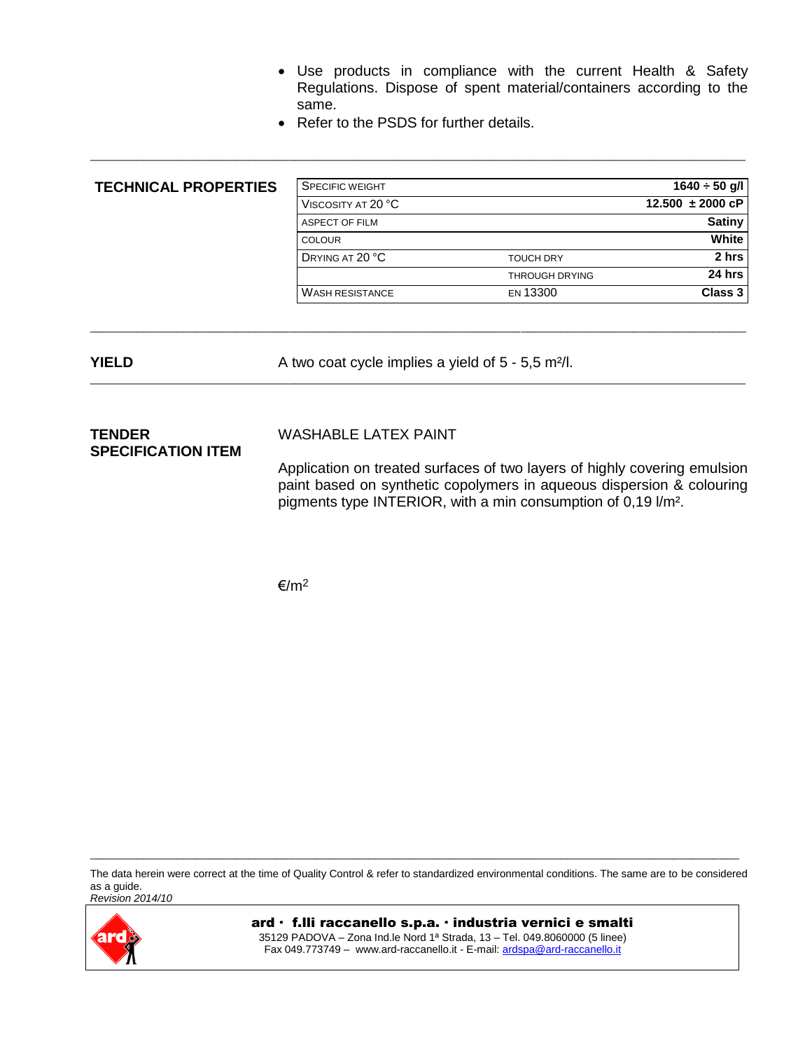- Use products in compliance with the current Health & Safety Regulations. Dispose of spent material/containers according to the same.
- Refer to the PSDS for further details.

---

## TECHNICAL PROPERTIES

| | | |
|---|---|---|
| SPECIFIC WEIGHT | | **1640 ÷ 50 g/l** |
| VISCOSITY AT 20 °C | | **12.500 ± 2000 cP** |
| ASPECT OF FILM | | **Satiny** |
| COLOUR | | **White** |
| DRYING AT 20 °C | TOUCH DRY | **2 hrs** |
| | THROUGH DRYING | **24 hrs** |
| WASH RESISTANCE | EN 13300 | **Class 3** |

---

## YIELD

A two coat cycle implies a yield of 5 - 5,5 m²/l.

---

## TENDER SPECIFICATION ITEM

WASHABLE LATEX PAINT

Application on treated surfaces of two layers of highly covering emulsion paint based on synthetic copolymers in aqueous dispersion & colouring pigments type INTERIOR, with a min consumption of 0,19 l/m².

€/m²

---

The data herein were correct at the time of Quality Control & refer to standardized environmental conditions. The same are to be considered as a guide.

*Revision 2014/10*

**ard · f.lli raccanello s.p.a. · industria vernici e smalti**
35129 PADOVA – Zona Ind.le Nord 1ª Strada, 13 – Tel. 049.8060000 (5 linee)
Fax 049.773749 – www.ard-raccanello.it - E-mail: ardspa@ard-raccanello.it